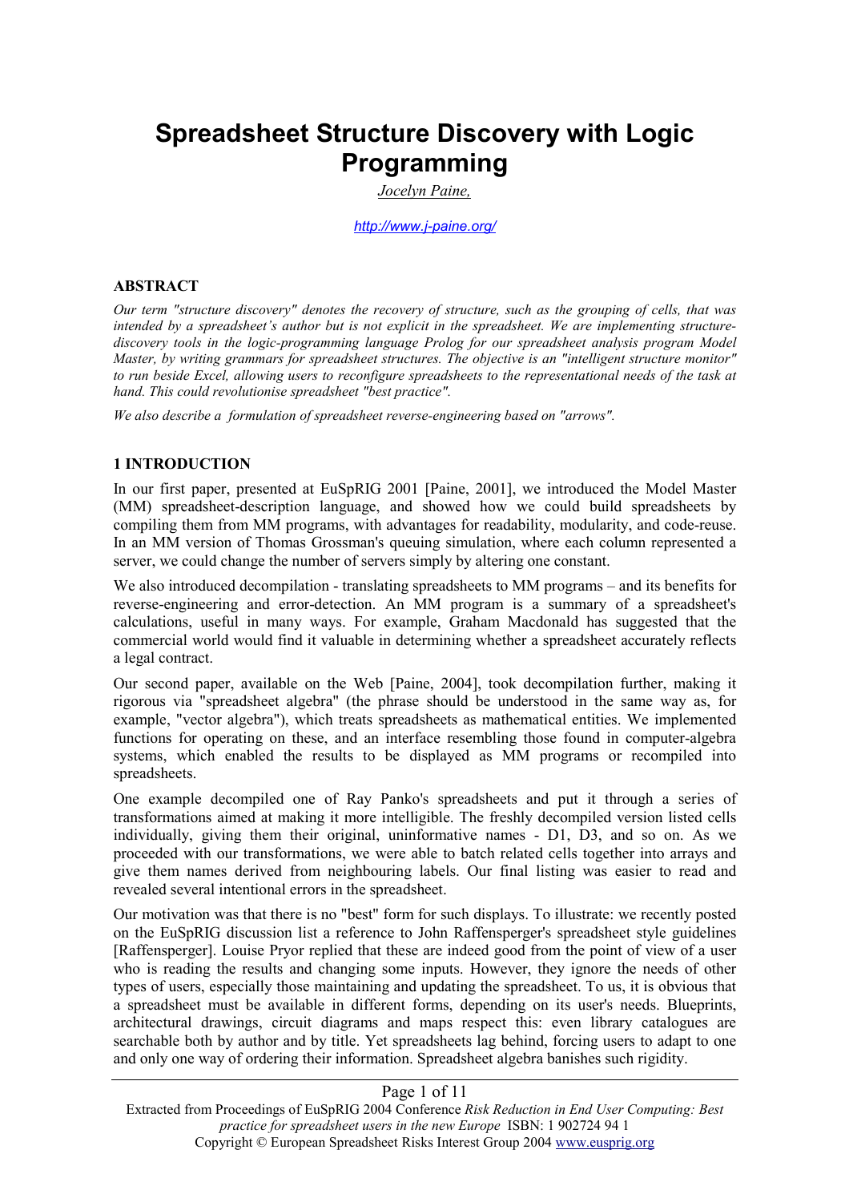# Spreadsheet Structure Discovery with Logic Programming

*Jocelyn Paine,*

*http://www.j-paine.org/*

## ABSTRACT

*Our term "structure discovery" denotes the recovery of structure, such as the grouping of cells, that was intended by a spreadsheet's author but is not explicit in the spreadsheet. We are implementing structure-discovery tools in the logic-programming language Prolog for our spreadsheet analysis program Model Master, by writing grammars for spreadsheet structures. The objective is an "intelligent structure monitor" to run beside Excel, allowing users to reconfigure spreadsheets to the representational needs of the task at hand. This could revolutionise spreadsheet "best practice".*

*We also describe a formulation of spreadsheet reverse-engineering based on "arrows".*

## 1 INTRODUCTION

In our first paper, presented at EuSpRIG 2001 [Paine, 2001], we introduced the Model Master (MM) spreadsheet-description language, and showed how we could build spreadsheets by compiling them from MM programs, with advantages for readability, modularity, and code-reuse. In an MM version of Thomas Grossman's queuing simulation, where each column represented a server, we could change the number of servers simply by altering one constant.

We also introduced decompilation - translating spreadsheets to MM programs – and its benefits for reverse-engineering and error-detection. An MM program is a summary of a spreadsheet's calculations, useful in many ways. For example, Graham Macdonald has suggested that the commercial world would find it valuable in determining whether a spreadsheet accurately reflects a legal contract.

Our second paper, available on the Web [Paine, 2004], took decompilation further, making it rigorous via "spreadsheet algebra" (the phrase should be understood in the same way as, for example, "vector algebra"), which treats spreadsheets as mathematical entities. We implemented functions for operating on these, and an interface resembling those found in computer-algebra systems, which enabled the results to be displayed as MM programs or recompiled into spreadsheets.

One example decompiled one of Ray Panko's spreadsheets and put it through a series of transformations aimed at making it more intelligible. The freshly decompiled version listed cells individually, giving them their original, uninformative names - D1, D3, and so on. As we proceeded with our transformations, we were able to batch related cells together into arrays and give them names derived from neighbouring labels. Our final listing was easier to read and revealed several intentional errors in the spreadsheet.

Our motivation was that there is no "best" form for such displays. To illustrate: we recently posted on the EuSpRIG discussion list a reference to John Raffensperger's spreadsheet style guidelines [Raffensperger]. Louise Pryor replied that these are indeed good from the point of view of a user who is reading the results and changing some inputs. However, they ignore the needs of other types of users, especially those maintaining and updating the spreadsheet. To us, it is obvious that a spreadsheet must be available in different forms, depending on its user's needs. Blueprints, architectural drawings, circuit diagrams and maps respect this: even library catalogues are searchable both by author and by title. Yet spreadsheets lag behind, forcing users to adapt to one and only one way of ordering their information. Spreadsheet algebra banishes such rigidity.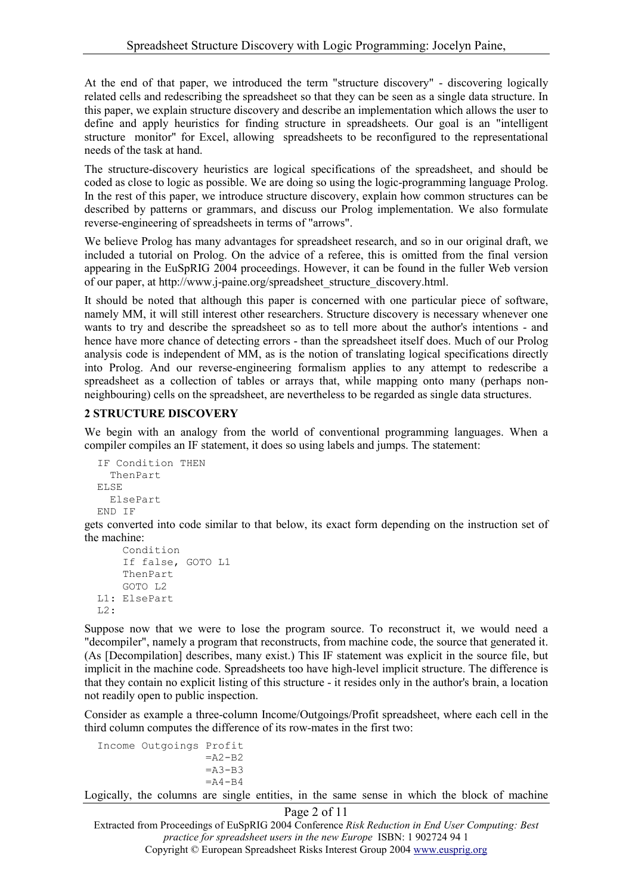At the end of that paper, we introduced the term "structure discovery" - discovering logically related cells and redescribing the spreadsheet so that they can be seen as a single data structure. In this paper, we explain structure discovery and describe an implementation which allows the user to define and apply heuristics for finding structure in spreadsheets. Our goal is an "intelligent structure monitor" for Excel, allowing spreadsheets to be reconfigured to the representational needs of the task at hand.

The structure-discovery heuristics are logical specifications of the spreadsheet, and should be coded as close to logic as possible. We are doing so using the logic-programming language Prolog. In the rest of this paper, we introduce structure discovery, explain how common structures can be described by patterns or grammars, and discuss our Prolog implementation. We also formulate reverse-engineering of spreadsheets in terms of "arrows".

We believe Prolog has many advantages for spreadsheet research, and so in our original draft, we included a tutorial on Prolog. On the advice of a referee, this is omitted from the final version appearing in the EuSpRIG 2004 proceedings. However, it can be found in the fuller Web version of our paper, at http://www.j-paine.org/spreadsheet_structure_discovery.html.

It should be noted that although this paper is concerned with one particular piece of software, namely MM, it will still interest other researchers. Structure discovery is necessary whenever one wants to try and describe the spreadsheet so as to tell more about the author's intentions - and hence have more chance of detecting errors - than the spreadsheet itself does. Much of our Prolog analysis code is independent of MM, as is the notion of translating logical specifications directly into Prolog. And our reverse-engineering formalism applies to any attempt to redescribe a spreadsheet as a collection of tables or arrays that, while mapping onto many (perhaps non-neighbouring) cells on the spreadsheet, are nevertheless to be regarded as single data structures.

## 2 STRUCTURE DISCOVERY

We begin with an analogy from the world of conventional programming languages. When a compiler compiles an IF statement, it does so using labels and jumps. The statement:

```
IF Condition THEN
  ThenPart
ELSE
  ElsePart
END IF
```

gets converted into code similar to that below, its exact form depending on the instruction set of the machine:

```
    Condition
    If false, GOTO L1
    ThenPart
    GOTO L2
L1: ElsePart
L2:
```

Suppose now that we were to lose the program source. To reconstruct it, we would need a "decompiler", namely a program that reconstructs, from machine code, the source that generated it. (As [Decompilation] describes, many exist.) This IF statement was explicit in the source file, but implicit in the machine code. Spreadsheets too have high-level implicit structure. The difference is that they contain no explicit listing of this structure - it resides only in the author's brain, a location not readily open to public inspection.

Consider as example a three-column Income/Outgoings/Profit spreadsheet, where each cell in the third column computes the difference of its row-mates in the first two:

```
Income Outgoings Profit
                 =A2-B2
                 =A3-B3
                 =A4-B4
```

Logically, the columns are single entities, in the same sense in which the block of machine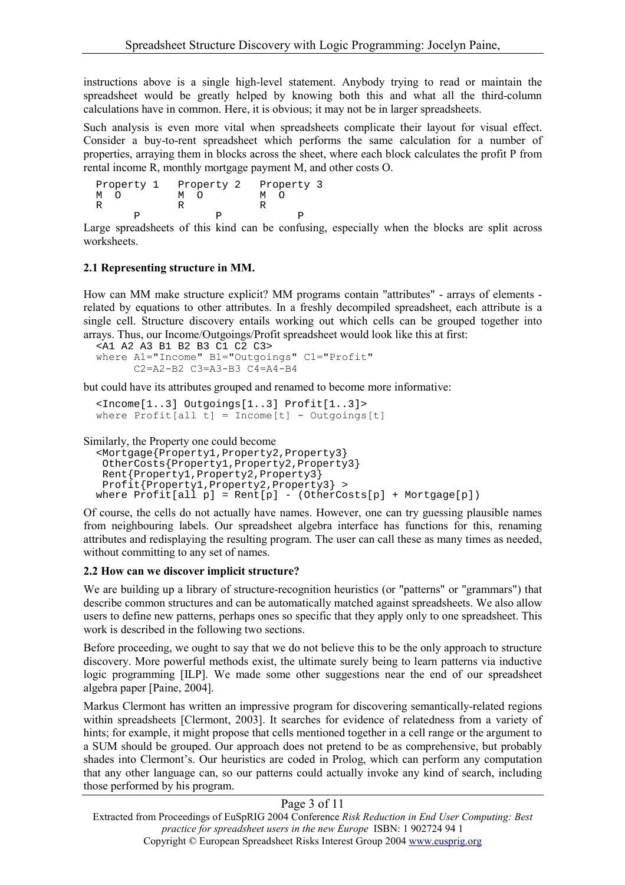instructions above is a single high-level statement. Anybody trying to read or maintain the spreadsheet would be greatly helped by knowing both this and what all the third-column calculations have in common. Here, it is obvious; it may not be in larger spreadsheets.

Such analysis is even more vital when spreadsheets complicate their layout for visual effect. Consider a buy-to-rent spreadsheet which performs the same calculation for a number of properties, arraying them in blocks across the sheet, where each block calculates the profit P from rental income R, monthly mortgage payment M, and other costs O.

```
Property 1   Property 2   Property 3
M  O         M  O         M  O
R            R            R
      P            P            P
```

Large spreadsheets of this kind can be confusing, especially when the blocks are split across worksheets.

### 2.1 Representing structure in MM.

How can MM make structure explicit? MM programs contain "attributes" - arrays of elements - related by equations to other attributes. In a freshly decompiled spreadsheet, each attribute is a single cell. Structure discovery entails working out which cells can be grouped together into arrays. Thus, our Income/Outgoings/Profit spreadsheet would look like this at first:

```
<A1 A2 A3 B1 B2 B3 C1 C2 C3>
where A1="Income" B1="Outgoings" C1="Profit"
      C2=A2-B2 C3=A3-B3 C4=A4-B4
```

but could have its attributes grouped and renamed to become more informative:

```
<Income[1..3] Outgoings[1..3] Profit[1..3]>
where Profit[all t] = Income[t] - Outgoings[t]
```

Similarly, the Property one could become

```
<Mortgage{Property1,Property2,Property3}
 OtherCosts{Property1,Property2,Property3}
 Rent{Property1,Property2,Property3}
 Profit{Property1,Property2,Property3} >
where Profit[all p] = Rent[p] - (OtherCosts[p] + Mortgage[p])
```

Of course, the cells do not actually have names. However, one can try guessing plausible names from neighbouring labels. Our spreadsheet algebra interface has functions for this, renaming attributes and redisplaying the resulting program. The user can call these as many times as needed, without committing to any set of names.

### 2.2 How can we discover implicit structure?

We are building up a library of structure-recognition heuristics (or "patterns" or "grammars") that describe common structures and can be automatically matched against spreadsheets. We also allow users to define new patterns, perhaps ones so specific that they apply only to one spreadsheet. This work is described in the following two sections.

Before proceeding, we ought to say that we do not believe this to be the only approach to structure discovery. More powerful methods exist, the ultimate surely being to learn patterns via inductive logic programming [ILP]. We made some other suggestions near the end of our spreadsheet algebra paper [Paine, 2004].

Markus Clermont has written an impressive program for discovering semantically-related regions within spreadsheets [Clermont, 2003]. It searches for evidence of relatedness from a variety of hints; for example, it might propose that cells mentioned together in a cell range or the argument to a SUM should be grouped. Our approach does not pretend to be as comprehensive, but probably shades into Clermont's. Our heuristics are coded in Prolog, which can perform any computation that any other language can, so our patterns could actually invoke any kind of search, including those performed by his program.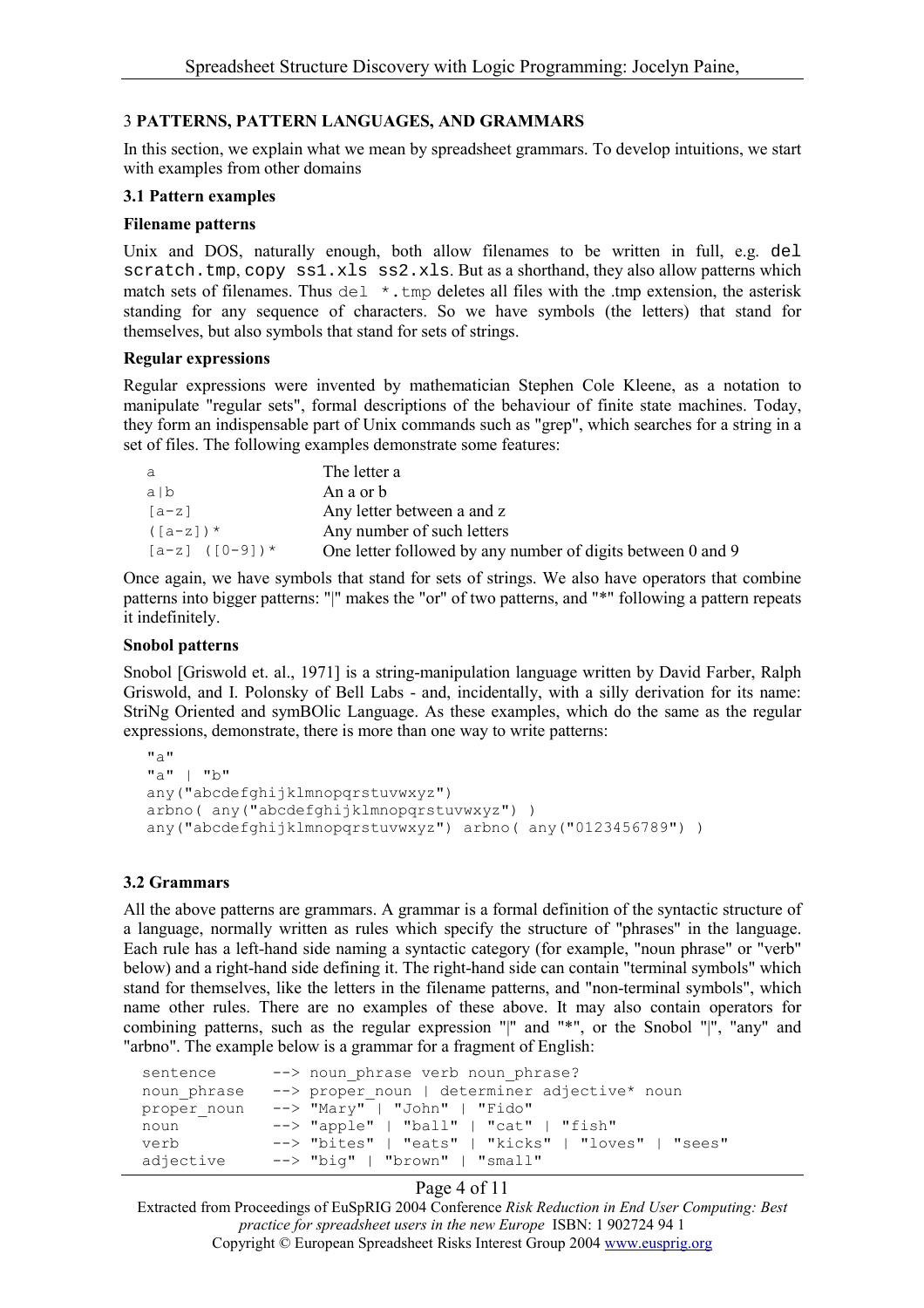## 3 PATTERNS, PATTERN LANGUAGES, AND GRAMMARS

In this section, we explain what we mean by spreadsheet grammars. To develop intuitions, we start with examples from other domains

### 3.1 Pattern examples

**Filename patterns**

Unix and DOS, naturally enough, both allow filenames to be written in full, e.g. `del scratch.tmp`, `copy ss1.xls ss2.xls`. But as a shorthand, they also allow patterns which match sets of filenames. Thus `del *.tmp` deletes all files with the .tmp extension, the asterisk standing for any sequence of characters. So we have symbols (the letters) that stand for themselves, but also symbols that stand for sets of strings.

**Regular expressions**

Regular expressions were invented by mathematician Stephen Cole Kleene, as a notation to manipulate "regular sets", formal descriptions of the behaviour of finite state machines. Today, they form an indispensable part of Unix commands such as "grep", which searches for a string in a set of files. The following examples demonstrate some features:

| | |
|---|---|
| `a` | The letter a |
| `a|b` | An a or b |
| `[a-z]` | Any letter between a and z |
| `([a-z])*` | Any number of such letters |
| `[a-z] ([0-9])*` | One letter followed by any number of digits between 0 and 9 |

Once again, we have symbols that stand for sets of strings. We also have operators that combine patterns into bigger patterns: "|" makes the "or" of two patterns, and "*" following a pattern repeats it indefinitely.

**Snobol patterns**

Snobol [Griswold et. al., 1971] is a string-manipulation language written by David Farber, Ralph Griswold, and I. Polonsky of Bell Labs - and, incidentally, with a silly derivation for its name: StriNg Oriented and symBOlic Language. As these examples, which do the same as the regular expressions, demonstrate, there is more than one way to write patterns:

```
"a"
"a" | "b"
any("abcdefghijklmnopqrstuvwxyz")
arbno( any("abcdefghijklmnopqrstuvwxyz") )
any("abcdefghijklmnopqrstuvwxyz") arbno( any("0123456789") )
```

### 3.2 Grammars

All the above patterns are grammars. A grammar is a formal definition of the syntactic structure of a language, normally written as rules which specify the structure of "phrases" in the language. Each rule has a left-hand side naming a syntactic category (for example, "noun phrase" or "verb" below) and a right-hand side defining it. The right-hand side can contain "terminal symbols" which stand for themselves, like the letters in the filename patterns, and "non-terminal symbols", which name other rules. There are no examples of these above. It may also contain operators for combining patterns, such as the regular expression "|" and "*", or the Snobol "|", "any" and "arbno". The example below is a grammar for a fragment of English:

```
sentence      --> noun_phrase verb noun_phrase?
noun_phrase   --> proper_noun | determiner adjective* noun
proper_noun   --> "Mary" | "John" | "Fido"
noun          --> "apple" | "ball" | "cat" | "fish"
verb          --> "bites" | "eats" | "kicks" | "loves" | "sees"
adjective     --> "big" | "brown" | "small"
```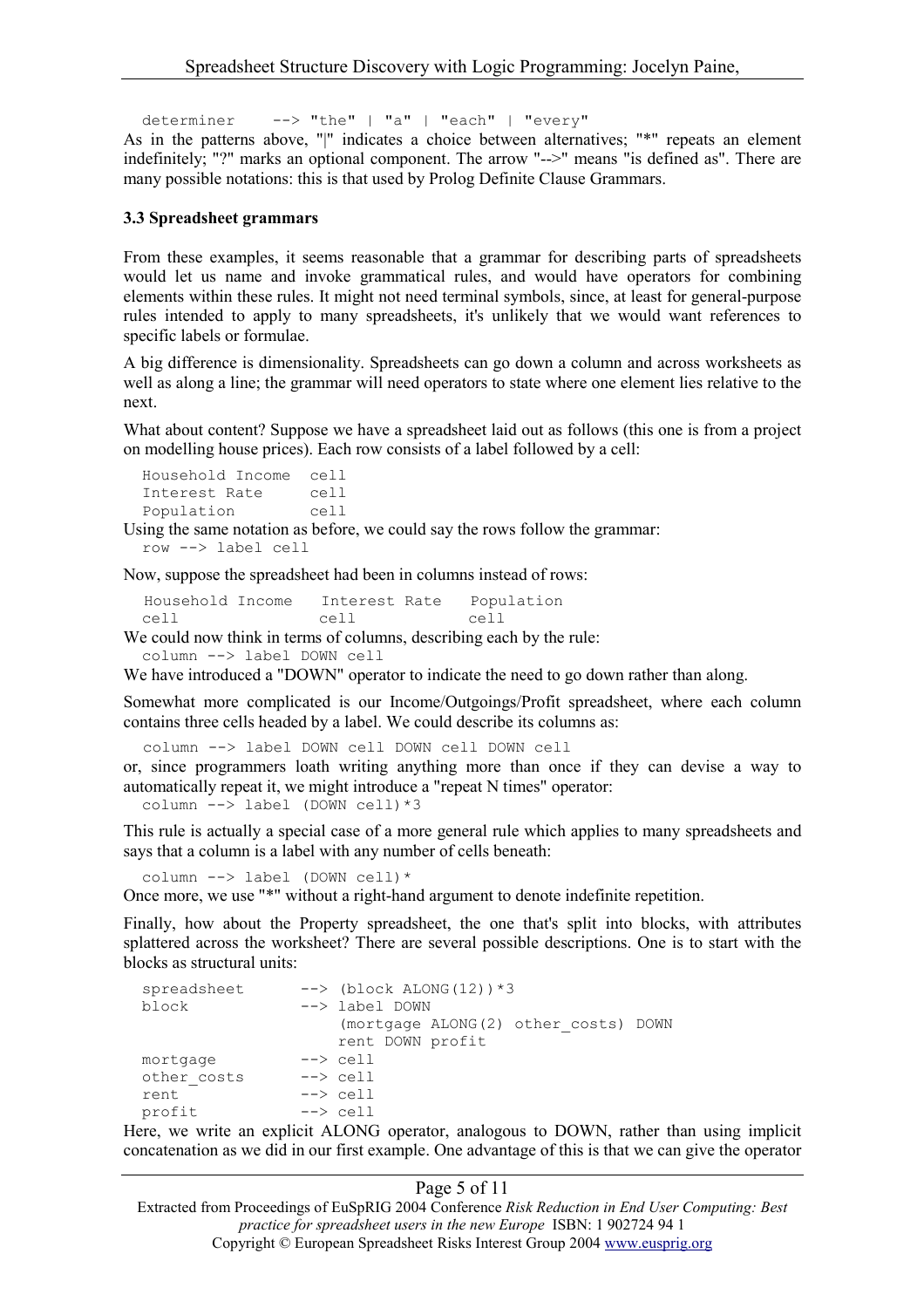```
determiner    --> "the" | "a" | "each" | "every"
```

As in the patterns above, "|" indicates a choice between alternatives; "*" repeats an element indefinitely; "?" marks an optional component. The arrow "-->" means "is defined as". There are many possible notations: this is that used by Prolog Definite Clause Grammars.

### 3.3 Spreadsheet grammars

From these examples, it seems reasonable that a grammar for describing parts of spreadsheets would let us name and invoke grammatical rules, and would have operators for combining elements within these rules. It might not need terminal symbols, since, at least for general-purpose rules intended to apply to many spreadsheets, it's unlikely that we would want references to specific labels or formulae.

A big difference is dimensionality. Spreadsheets can go down a column and across worksheets as well as along a line; the grammar will need operators to state where one element lies relative to the next.

What about content? Suppose we have a spreadsheet laid out as follows (this one is from a project on modelling house prices). Each row consists of a label followed by a cell:

```
Household Income   cell
Interest Rate      cell
Population         cell
```

Using the same notation as before, we could say the rows follow the grammar:

```
row --> label cell
```

Now, suppose the spreadsheet had been in columns instead of rows:

```
Household Income    Interest Rate    Population
cell                cell             cell
```

We could now think in terms of columns, describing each by the rule:

```
column --> label DOWN cell
```

We have introduced a "DOWN" operator to indicate the need to go down rather than along.

Somewhat more complicated is our Income/Outgoings/Profit spreadsheet, where each column contains three cells headed by a label. We could describe its columns as:

```
column --> label DOWN cell DOWN cell DOWN cell
```

or, since programmers loath writing anything more than once if they can devise a way to automatically repeat it, we might introduce a "repeat N times" operator:

```
column --> label (DOWN cell)*3
```

This rule is actually a special case of a more general rule which applies to many spreadsheets and says that a column is a label with any number of cells beneath:

```
column --> label (DOWN cell)*
```

Once more, we use "*" without a right-hand argument to denote indefinite repetition.

Finally, how about the Property spreadsheet, the one that's split into blocks, with attributes splattered across the worksheet? There are several possible descriptions. One is to start with the blocks as structural units:

```
spreadsheet     --> (block ALONG(12))*3
block           --> label DOWN
                    (mortgage ALONG(2) other_costs) DOWN
                    rent DOWN profit
mortgage        --> cell
other_costs     --> cell
rent            --> cell
profit          --> cell
```

Here, we write an explicit ALONG operator, analogous to DOWN, rather than using implicit concatenation as we did in our first example. One advantage of this is that we can give the operator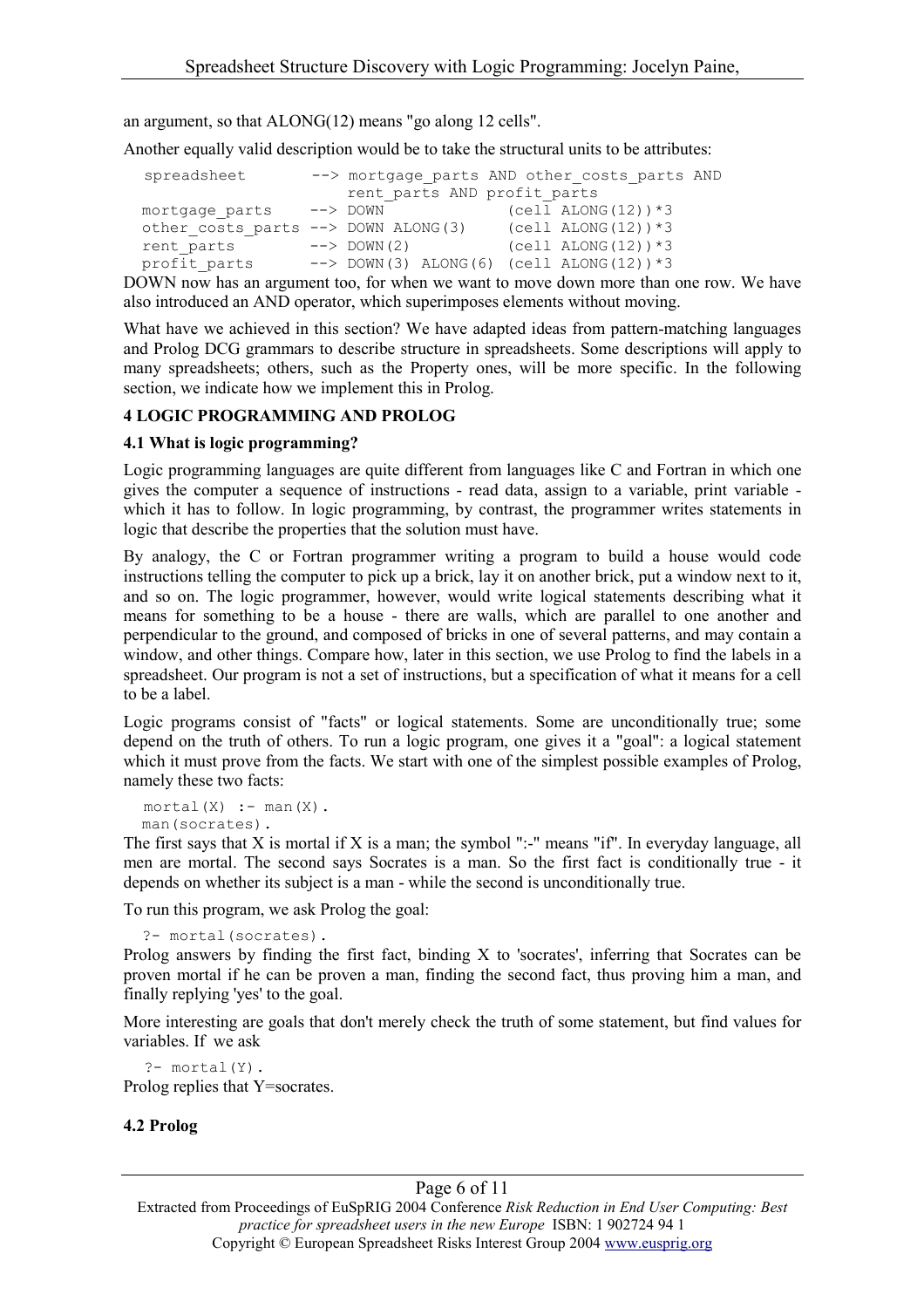an argument, so that ALONG(12) means "go along 12 cells".

Another equally valid description would be to take the structural units to be attributes:

```
spreadsheet       --> mortgage_parts AND other_costs_parts AND
                      rent_parts AND profit_parts
mortgage_parts    --> DOWN              (cell ALONG(12))*3
other_costs_parts --> DOWN ALONG(3)     (cell ALONG(12))*3
rent_parts        --> DOWN(2)           (cell ALONG(12))*3
profit_parts      --> DOWN(3) ALONG(6)  (cell ALONG(12))*3
```

DOWN now has an argument too, for when we want to move down more than one row. We have also introduced an AND operator, which superimposes elements without moving.

What have we achieved in this section? We have adapted ideas from pattern-matching languages and Prolog DCG grammars to describe structure in spreadsheets. Some descriptions will apply to many spreadsheets; others, such as the Property ones, will be more specific. In the following section, we indicate how we implement this in Prolog.

## 4 LOGIC PROGRAMMING AND PROLOG

### 4.1 What is logic programming?

Logic programming languages are quite different from languages like C and Fortran in which one gives the computer a sequence of instructions - read data, assign to a variable, print variable - which it has to follow. In logic programming, by contrast, the programmer writes statements in logic that describe the properties that the solution must have.

By analogy, the C or Fortran programmer writing a program to build a house would code instructions telling the computer to pick up a brick, lay it on another brick, put a window next to it, and so on. The logic programmer, however, would write logical statements describing what it means for something to be a house - there are walls, which are parallel to one another and perpendicular to the ground, and composed of bricks in one of several patterns, and may contain a window, and other things. Compare how, later in this section, we use Prolog to find the labels in a spreadsheet. Our program is not a set of instructions, but a specification of what it means for a cell to be a label.

Logic programs consist of "facts" or logical statements. Some are unconditionally true; some depend on the truth of others. To run a logic program, one gives it a "goal": a logical statement which it must prove from the facts. We start with one of the simplest possible examples of Prolog, namely these two facts:

```
mortal(X) :- man(X).
man(socrates).
```

The first says that X is mortal if X is a man; the symbol ":-" means "if". In everyday language, all men are mortal. The second says Socrates is a man. So the first fact is conditionally true - it depends on whether its subject is a man - while the second is unconditionally true.

To run this program, we ask Prolog the goal:

```
?- mortal(socrates).
```

Prolog answers by finding the first fact, binding X to 'socrates', inferring that Socrates can be proven mortal if he can be proven a man, finding the second fact, thus proving him a man, and finally replying 'yes' to the goal.

More interesting are goals that don't merely check the truth of some statement, but find values for variables. If we ask

```
?- mortal(Y).
```

Prolog replies that Y=socrates.

### 4.2 Prolog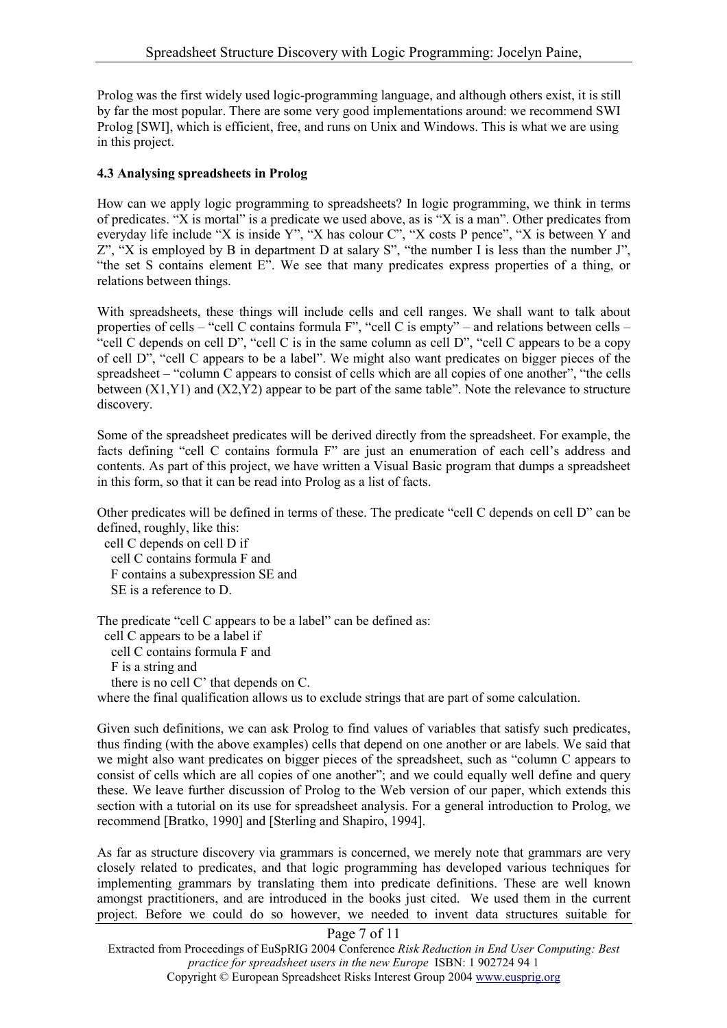Prolog was the first widely used logic-programming language, and although others exist, it is still by far the most popular. There are some very good implementations around: we recommend SWI Prolog [SWI], which is efficient, free, and runs on Unix and Windows. This is what we are using in this project.

**4.3 Analysing spreadsheets in Prolog**

How can we apply logic programming to spreadsheets? In logic programming, we think in terms of predicates. "X is mortal" is a predicate we used above, as is "X is a man". Other predicates from everyday life include "X is inside Y", "X has colour C", "X costs P pence", "X is between Y and Z", "X is employed by B in department D at salary S", "the number I is less than the number J", "the set S contains element E". We see that many predicates express properties of a thing, or relations between things.

With spreadsheets, these things will include cells and cell ranges. We shall want to talk about properties of cells – "cell C contains formula F", "cell C is empty" – and relations between cells – "cell C depends on cell D", "cell C is in the same column as cell D", "cell C appears to be a copy of cell D", "cell C appears to be a label". We might also want predicates on bigger pieces of the spreadsheet – "column C appears to consist of cells which are all copies of one another", "the cells between (X1,Y1) and (X2,Y2) appear to be part of the same table". Note the relevance to structure discovery.

Some of the spreadsheet predicates will be derived directly from the spreadsheet. For example, the facts defining "cell C contains formula F" are just an enumeration of each cell's address and contents. As part of this project, we have written a Visual Basic program that dumps a spreadsheet in this form, so that it can be read into Prolog as a list of facts.

Other predicates will be defined in terms of these. The predicate "cell C depends on cell D" can be defined, roughly, like this:

```
cell C depends on cell D if
  cell C contains formula F and
  F contains a subexpression SE and
  SE is a reference to D.
```

The predicate "cell C appears to be a label" can be defined as:

```
cell C appears to be a label if
  cell C contains formula F and
  F is a string and
  there is no cell C' that depends on C.
```

where the final qualification allows us to exclude strings that are part of some calculation.

Given such definitions, we can ask Prolog to find values of variables that satisfy such predicates, thus finding (with the above examples) cells that depend on one another or are labels. We said that we might also want predicates on bigger pieces of the spreadsheet, such as "column C appears to consist of cells which are all copies of one another"; and we could equally well define and query these. We leave further discussion of Prolog to the Web version of our paper, which extends this section with a tutorial on its use for spreadsheet analysis. For a general introduction to Prolog, we recommend [Bratko, 1990] and [Sterling and Shapiro, 1994].

As far as structure discovery via grammars is concerned, we merely note that grammars are very closely related to predicates, and that logic programming has developed various techniques for implementing grammars by translating them into predicate definitions. These are well known amongst practitioners, and are introduced in the books just cited. We used them in the current project. Before we could do so however, we needed to invent data structures suitable for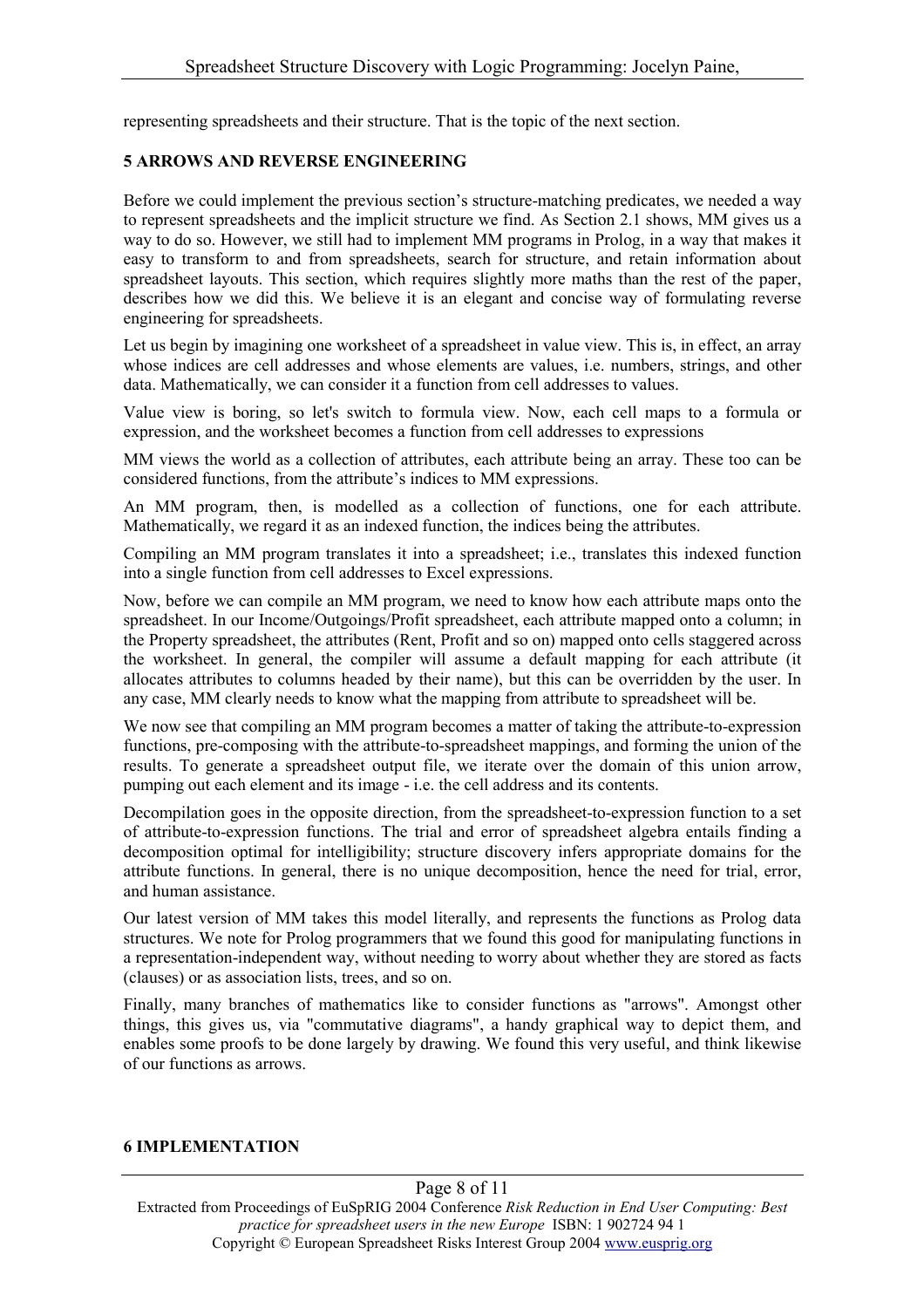representing spreadsheets and their structure. That is the topic of the next section.

## 5 ARROWS AND REVERSE ENGINEERING

Before we could implement the previous section's structure-matching predicates, we needed a way to represent spreadsheets and the implicit structure we find. As Section 2.1 shows, MM gives us a way to do so. However, we still had to implement MM programs in Prolog, in a way that makes it easy to transform to and from spreadsheets, search for structure, and retain information about spreadsheet layouts. This section, which requires slightly more maths than the rest of the paper, describes how we did this. We believe it is an elegant and concise way of formulating reverse engineering for spreadsheets.

Let us begin by imagining one worksheet of a spreadsheet in value view. This is, in effect, an array whose indices are cell addresses and whose elements are values, i.e. numbers, strings, and other data. Mathematically, we can consider it a function from cell addresses to values.

Value view is boring, so let's switch to formula view. Now, each cell maps to a formula or expression, and the worksheet becomes a function from cell addresses to expressions

MM views the world as a collection of attributes, each attribute being an array. These too can be considered functions, from the attribute's indices to MM expressions.

An MM program, then, is modelled as a collection of functions, one for each attribute. Mathematically, we regard it as an indexed function, the indices being the attributes.

Compiling an MM program translates it into a spreadsheet; i.e., translates this indexed function into a single function from cell addresses to Excel expressions.

Now, before we can compile an MM program, we need to know how each attribute maps onto the spreadsheet. In our Income/Outgoings/Profit spreadsheet, each attribute mapped onto a column; in the Property spreadsheet, the attributes (Rent, Profit and so on) mapped onto cells staggered across the worksheet. In general, the compiler will assume a default mapping for each attribute (it allocates attributes to columns headed by their name), but this can be overridden by the user. In any case, MM clearly needs to know what the mapping from attribute to spreadsheet will be.

We now see that compiling an MM program becomes a matter of taking the attribute-to-expression functions, pre-composing with the attribute-to-spreadsheet mappings, and forming the union of the results. To generate a spreadsheet output file, we iterate over the domain of this union arrow, pumping out each element and its image - i.e. the cell address and its contents.

Decompilation goes in the opposite direction, from the spreadsheet-to-expression function to a set of attribute-to-expression functions. The trial and error of spreadsheet algebra entails finding a decomposition optimal for intelligibility; structure discovery infers appropriate domains for the attribute functions. In general, there is no unique decomposition, hence the need for trial, error, and human assistance.

Our latest version of MM takes this model literally, and represents the functions as Prolog data structures. We note for Prolog programmers that we found this good for manipulating functions in a representation-independent way, without needing to worry about whether they are stored as facts (clauses) or as association lists, trees, and so on.

Finally, many branches of mathematics like to consider functions as "arrows". Amongst other things, this gives us, via "commutative diagrams", a handy graphical way to depict them, and enables some proofs to be done largely by drawing. We found this very useful, and think likewise of our functions as arrows.

## 6 IMPLEMENTATION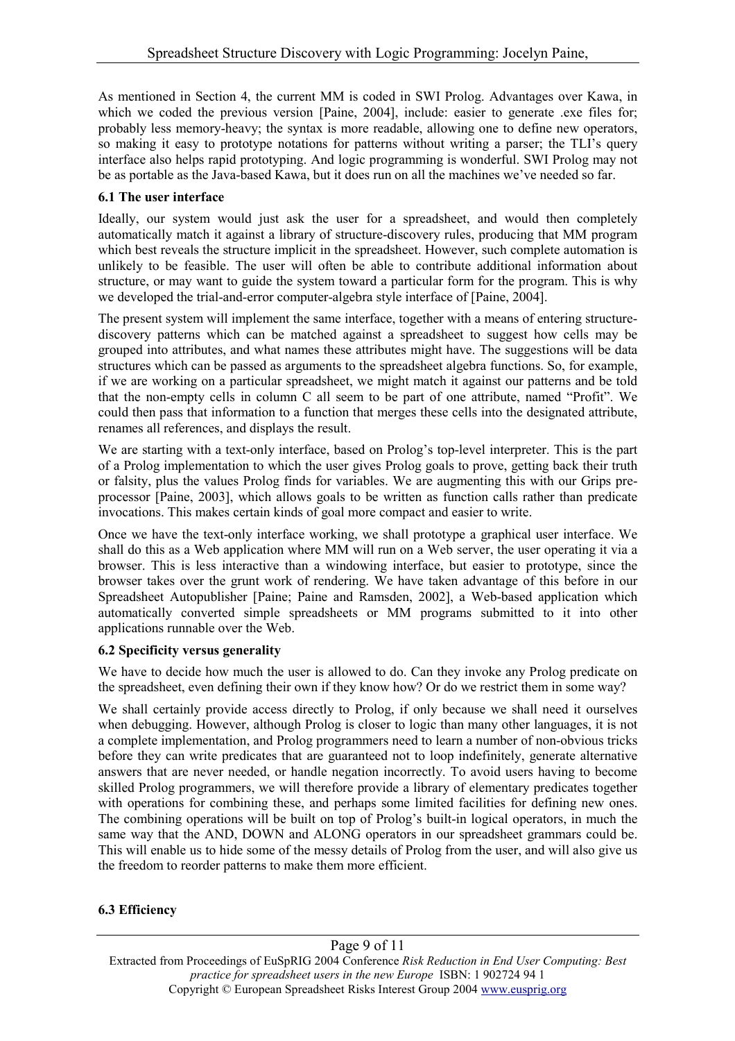As mentioned in Section 4, the current MM is coded in SWI Prolog. Advantages over Kawa, in which we coded the previous version [Paine, 2004], include: easier to generate .exe files for; probably less memory-heavy; the syntax is more readable, allowing one to define new operators, so making it easy to prototype notations for patterns without writing a parser; the TLI's query interface also helps rapid prototyping. And logic programming is wonderful. SWI Prolog may not be as portable as the Java-based Kawa, but it does run on all the machines we've needed so far.

### 6.1 The user interface

Ideally, our system would just ask the user for a spreadsheet, and would then completely automatically match it against a library of structure-discovery rules, producing that MM program which best reveals the structure implicit in the spreadsheet. However, such complete automation is unlikely to be feasible. The user will often be able to contribute additional information about structure, or may want to guide the system toward a particular form for the program. This is why we developed the trial-and-error computer-algebra style interface of [Paine, 2004].

The present system will implement the same interface, together with a means of entering structure-discovery patterns which can be matched against a spreadsheet to suggest how cells may be grouped into attributes, and what names these attributes might have. The suggestions will be data structures which can be passed as arguments to the spreadsheet algebra functions. So, for example, if we are working on a particular spreadsheet, we might match it against our patterns and be told that the non-empty cells in column C all seem to be part of one attribute, named "Profit". We could then pass that information to a function that merges these cells into the designated attribute, renames all references, and displays the result.

We are starting with a text-only interface, based on Prolog's top-level interpreter. This is the part of a Prolog implementation to which the user gives Prolog goals to prove, getting back their truth or falsity, plus the values Prolog finds for variables. We are augmenting this with our Grips pre-processor [Paine, 2003], which allows goals to be written as function calls rather than predicate invocations. This makes certain kinds of goal more compact and easier to write.

Once we have the text-only interface working, we shall prototype a graphical user interface. We shall do this as a Web application where MM will run on a Web server, the user operating it via a browser. This is less interactive than a windowing interface, but easier to prototype, since the browser takes over the grunt work of rendering. We have taken advantage of this before in our Spreadsheet Autopublisher [Paine; Paine and Ramsden, 2002], a Web-based application which automatically converted simple spreadsheets or MM programs submitted to it into other applications runnable over the Web.

### 6.2 Specificity versus generality

We have to decide how much the user is allowed to do. Can they invoke any Prolog predicate on the spreadsheet, even defining their own if they know how? Or do we restrict them in some way?

We shall certainly provide access directly to Prolog, if only because we shall need it ourselves when debugging. However, although Prolog is closer to logic than many other languages, it is not a complete implementation, and Prolog programmers need to learn a number of non-obvious tricks before they can write predicates that are guaranteed not to loop indefinitely, generate alternative answers that are never needed, or handle negation incorrectly. To avoid users having to become skilled Prolog programmers, we will therefore provide a library of elementary predicates together with operations for combining these, and perhaps some limited facilities for defining new ones. The combining operations will be built on top of Prolog's built-in logical operators, in much the same way that the AND, DOWN and ALONG operators in our spreadsheet grammars could be. This will enable us to hide some of the messy details of Prolog from the user, and will also give us the freedom to reorder patterns to make them more efficient.

### 6.3 Efficiency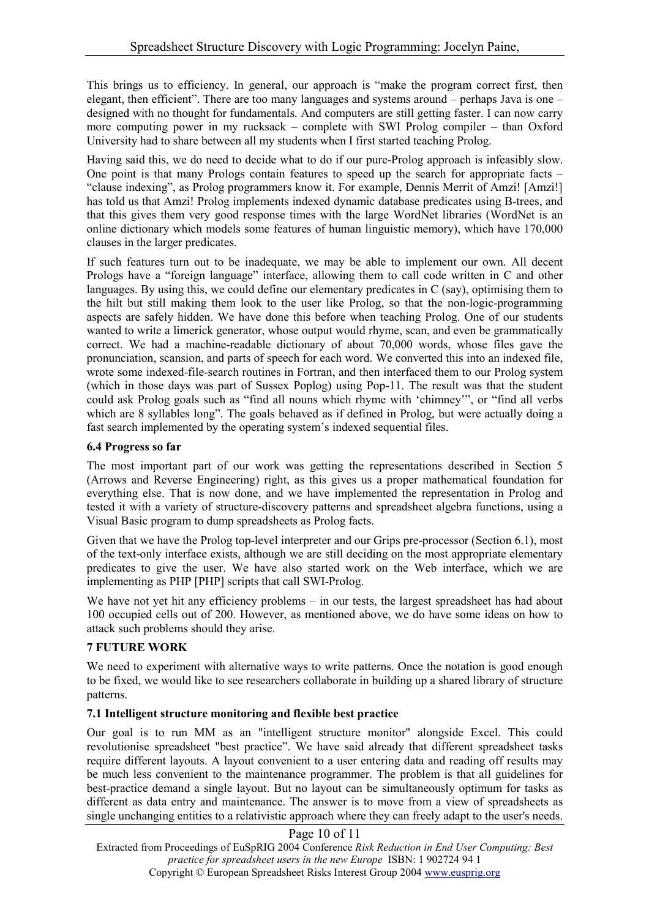This brings us to efficiency. In general, our approach is "make the program correct first, then elegant, then efficient". There are too many languages and systems around – perhaps Java is one – designed with no thought for fundamentals. And computers are still getting faster. I can now carry more computing power in my rucksack – complete with SWI Prolog compiler – than Oxford University had to share between all my students when I first started teaching Prolog.

Having said this, we do need to decide what to do if our pure-Prolog approach is infeasibly slow. One point is that many Prologs contain features to speed up the search for appropriate facts – "clause indexing", as Prolog programmers know it. For example, Dennis Merrit of Amzi! [Amzi!] has told us that Amzi! Prolog implements indexed dynamic database predicates using B-trees, and that this gives them very good response times with the large WordNet libraries (WordNet is an online dictionary which models some features of human linguistic memory), which have 170,000 clauses in the larger predicates.

If such features turn out to be inadequate, we may be able to implement our own. All decent Prologs have a "foreign language" interface, allowing them to call code written in C and other languages. By using this, we could define our elementary predicates in C (say), optimising them to the hilt but still making them look to the user like Prolog, so that the non-logic-programming aspects are safely hidden. We have done this before when teaching Prolog. One of our students wanted to write a limerick generator, whose output would rhyme, scan, and even be grammatically correct. We had a machine-readable dictionary of about 70,000 words, whose files gave the pronunciation, scansion, and parts of speech for each word. We converted this into an indexed file, wrote some indexed-file-search routines in Fortran, and then interfaced them to our Prolog system (which in those days was part of Sussex Poplog) using Pop-11. The result was that the student could ask Prolog goals such as "find all nouns which rhyme with 'chimney'", or "find all verbs which are 8 syllables long". The goals behaved as if defined in Prolog, but were actually doing a fast search implemented by the operating system's indexed sequential files.

### 6.4 Progress so far

The most important part of our work was getting the representations described in Section 5 (Arrows and Reverse Engineering) right, as this gives us a proper mathematical foundation for everything else. That is now done, and we have implemented the representation in Prolog and tested it with a variety of structure-discovery patterns and spreadsheet algebra functions, using a Visual Basic program to dump spreadsheets as Prolog facts.

Given that we have the Prolog top-level interpreter and our Grips pre-processor (Section 6.1), most of the text-only interface exists, although we are still deciding on the most appropriate elementary predicates to give the user. We have also started work on the Web interface, which we are implementing as PHP [PHP] scripts that call SWI-Prolog.

We have not yet hit any efficiency problems – in our tests, the largest spreadsheet has had about 100 occupied cells out of 200. However, as mentioned above, we do have some ideas on how to attack such problems should they arise.

## 7 FUTURE WORK

We need to experiment with alternative ways to write patterns. Once the notation is good enough to be fixed, we would like to see researchers collaborate in building up a shared library of structure patterns.

### 7.1 Intelligent structure monitoring and flexible best practice

Our goal is to run MM as an "intelligent structure monitor" alongside Excel. This could revolutionise spreadsheet "best practice". We have said already that different spreadsheet tasks require different layouts. A layout convenient to a user entering data and reading off results may be much less convenient to the maintenance programmer. The problem is that all guidelines for best-practice demand a single layout. But no layout can be simultaneously optimum for tasks as different as data entry and maintenance. The answer is to move from a view of spreadsheets as single unchanging entities to a relativistic approach where they can freely adapt to the user's needs.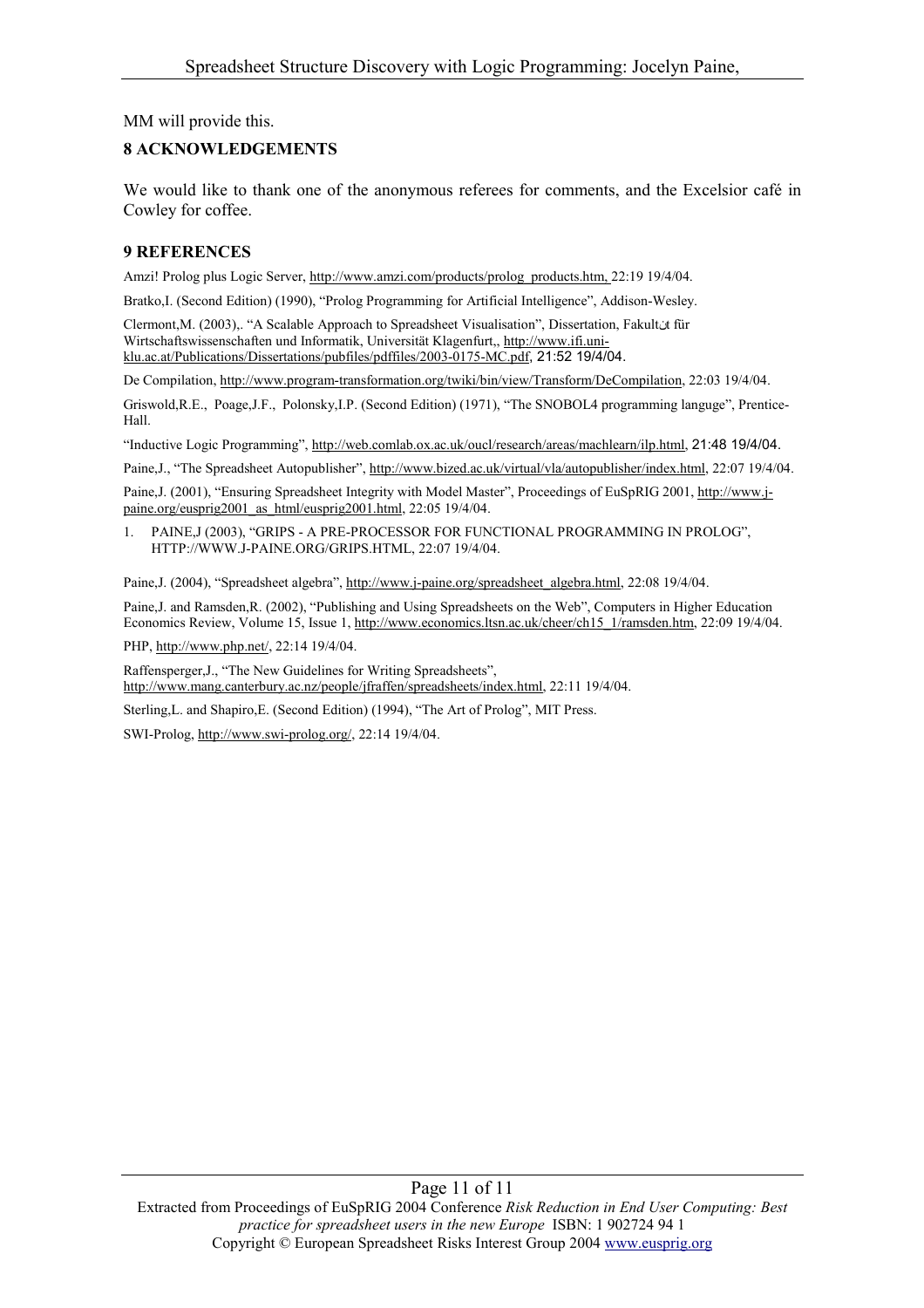MM will provide this.

## 8 ACKNOWLEDGEMENTS

We would like to thank one of the anonymous referees for comments, and the Excelsior café in Cowley for coffee.

## 9 REFERENCES

Amzi! Prolog plus Logic Server, http://www.amzi.com/products/prolog_products.htm, 22:19 19/4/04.

Bratko,I. (Second Edition) (1990), "Prolog Programming for Artificial Intelligence", Addison-Wesley.

Clermont,M. (2003),. "A Scalable Approach to Spreadsheet Visualisation", Dissertation, Fakultät für Wirtschaftswissenschaften und Informatik, Universität Klagenfurt,, http://www.ifi.uni-klu.ac.at/Publications/Dissertations/pubfiles/pdffiles/2003-0175-MC.pdf, 21:52 19/4/04.

De Compilation, http://www.program-transformation.org/twiki/bin/view/Transform/DeCompilation, 22:03 19/4/04.

Griswold,R.E., Poage,J.F., Polonsky,I.P. (Second Edition) (1971), "The SNOBOL4 programming languge", Prentice-Hall.

"Inductive Logic Programming", http://web.comlab.ox.ac.uk/oucl/research/areas/machlearn/ilp.html, 21:48 19/4/04.

Paine,J., "The Spreadsheet Autopublisher", http://www.bized.ac.uk/virtual/vla/autopublisher/index.html, 22:07 19/4/04.

Paine,J. (2001), "Ensuring Spreadsheet Integrity with Model Master", Proceedings of EuSpRIG 2001, http://www.j-paine.org/eusprig2001_as_html/eusprig2001.html, 22:05 19/4/04.

1. PAINE,J (2003), "GRIPS - A PRE-PROCESSOR FOR FUNCTIONAL PROGRAMMING IN PROLOG", HTTP://WWW.J-PAINE.ORG/GRIPS.HTML, 22:07 19/4/04.

Paine,J. (2004), "Spreadsheet algebra", http://www.j-paine.org/spreadsheet_algebra.html, 22:08 19/4/04.

Paine,J. and Ramsden,R. (2002), "Publishing and Using Spreadsheets on the Web", Computers in Higher Education Economics Review, Volume 15, Issue 1, http://www.economics.ltsn.ac.uk/cheer/ch15_1/ramsden.htm, 22:09 19/4/04.

PHP, http://www.php.net/, 22:14 19/4/04.

Raffensperger,J., "The New Guidelines for Writing Spreadsheets", http://www.mang.canterbury.ac.nz/people/jfraffen/spreadsheets/index.html, 22:11 19/4/04.

Sterling,L. and Shapiro,E. (Second Edition) (1994), "The Art of Prolog", MIT Press.

SWI-Prolog, http://www.swi-prolog.org/, 22:14 19/4/04.